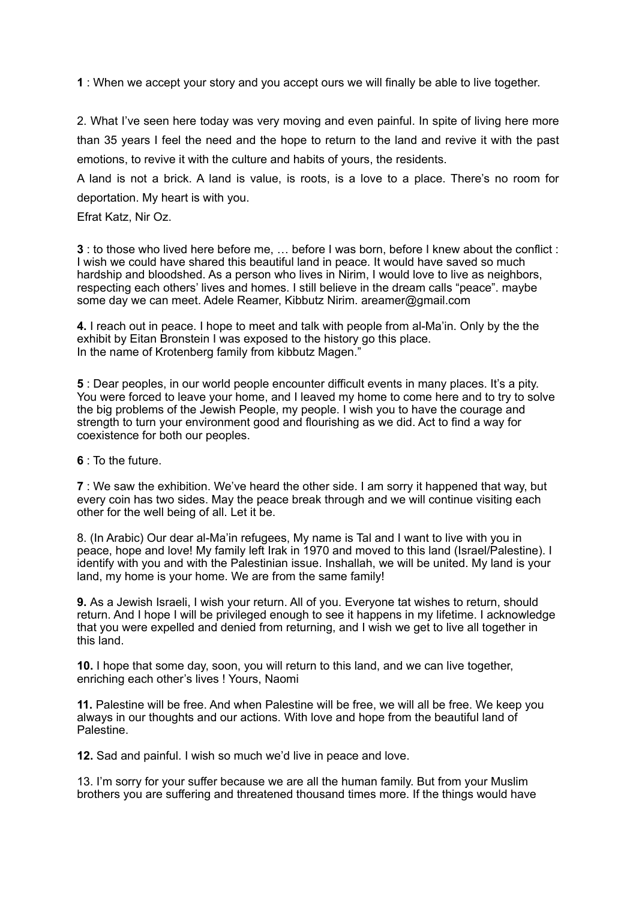**1** : When we accept your story and you accept ours we will finally be able to live together.

2. What I've seen here today was very moving and even painful. In spite of living here more than 35 years I feel the need and the hope to return to the land and revive it with the past emotions, to revive it with the culture and habits of yours, the residents.

A land is not a brick. A land is value, is roots, is a love to a place. There's no room for deportation. My heart is with you.

Efrat Katz, Nir Oz.

**3** : to those who lived here before me, … before I was born, before I knew about the conflict : I wish we could have shared this beautiful land in peace. It would have saved so much hardship and bloodshed. As a person who lives in Nirim, I would love to live as neighbors, respecting each others' lives and homes. I still believe in the dream calls "peace". maybe some day we can meet. Adele Reamer, Kibbutz Nirim. areamer@gmail.com

**4.** I reach out in peace. I hope to meet and talk with people from al-Ma'in. Only by the the exhibit by Eitan Bronstein I was exposed to the history go this place.
In the name of Krotenberg family from kibbutz Magen."

**5** : Dear peoples, in our world people encounter difficult events in many places. It's a pity. You were forced to leave your home, and I leaved my home to come here and to try to solve the big problems of the Jewish People, my people. I wish you to have the courage and strength to turn your environment good and flourishing as we did. Act to find a way for coexistence for both our peoples.

**6** : To the future.

**7** : We saw the exhibition. We've heard the other side. I am sorry it happened that way, but every coin has two sides. May the peace break through and we will continue visiting each other for the well being of all. Let it be.

8. (In Arabic) Our dear al-Ma'in refugees, My name is Tal and I want to live with you in peace, hope and love! My family left Irak in 1970 and moved to this land (Israel/Palestine). I identify with you and with the Palestinian issue. Inshallah, we will be united. My land is your land, my home is your home. We are from the same family!

**9.** As a Jewish Israeli, I wish your return. All of you. Everyone tat wishes to return, should return. And I hope I will be privileged enough to see it happens in my lifetime. I acknowledge that you were expelled and denied from returning, and I wish we get to live all together in this land.

**10.** I hope that some day, soon, you will return to this land, and we can live together, enriching each other's lives ! Yours, Naomi

**11.** Palestine will be free. And when Palestine will be free, we will all be free. We keep you always in our thoughts and our actions. With love and hope from the beautiful land of Palestine.

**12.** Sad and painful. I wish so much we'd live in peace and love.

13. I'm sorry for your suffer because we are all the human family. But from your Muslim brothers you are suffering and threatened thousand times more. If the things would have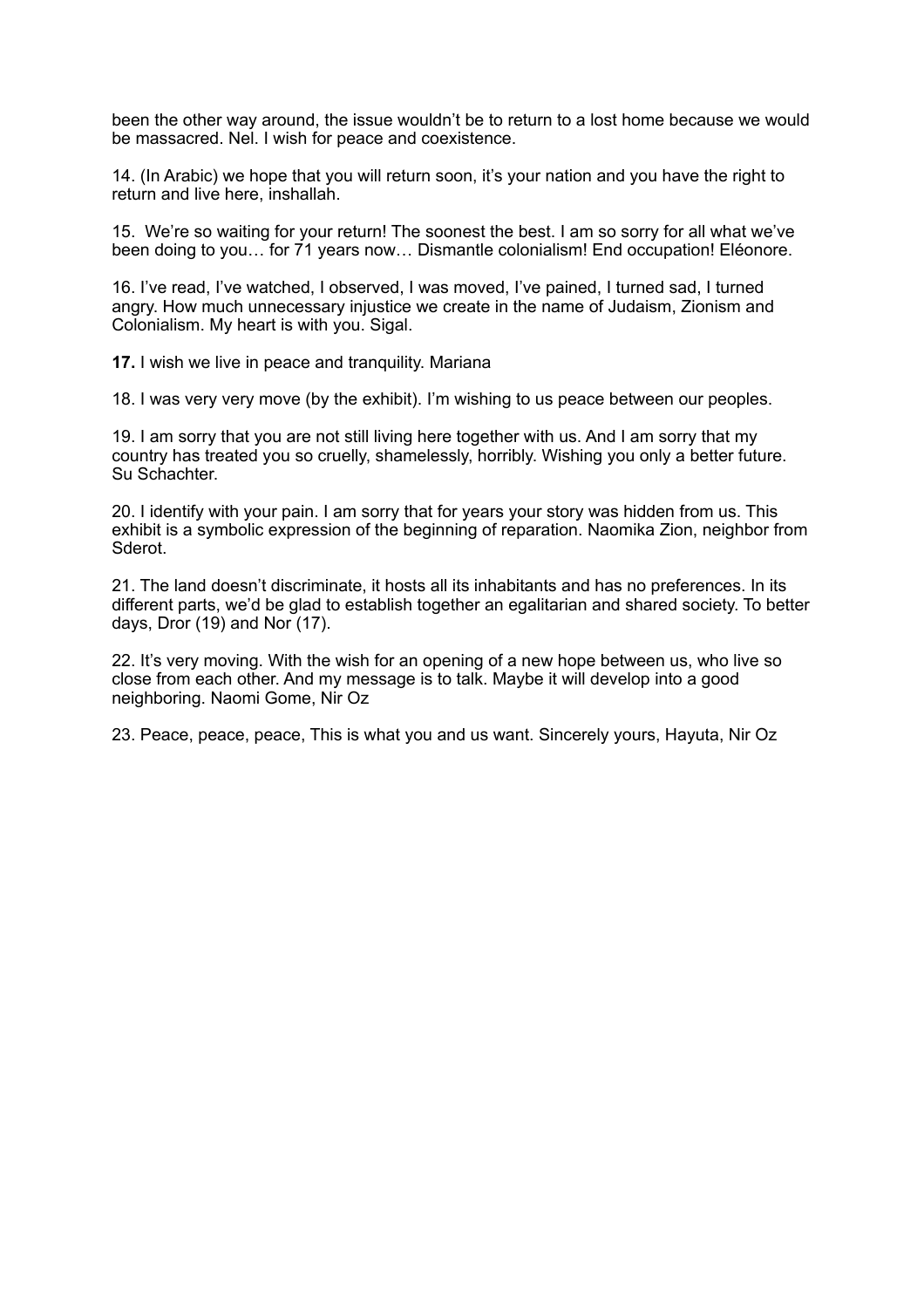been the other way around, the issue wouldn't be to return to a lost home because we would be massacred. Nel. I wish for peace and coexistence.

14. (In Arabic) we hope that you will return soon, it's your nation and you have the right to return and live here, inshallah.

15. We're so waiting for your return! The soonest the best. I am so sorry for all what we've been doing to you… for 71 years now… Dismantle colonialism! End occupation! Eléonore.

16. I've read, I've watched, I observed, I was moved, I've pained, I turned sad, I turned angry. How much unnecessary injustice we create in the name of Judaism, Zionism and Colonialism. My heart is with you. Sigal.

**17.** I wish we live in peace and tranquility. Mariana

18. I was very very move (by the exhibit). I'm wishing to us peace between our peoples.

19. I am sorry that you are not still living here together with us. And I am sorry that my country has treated you so cruelly, shamelessly, horribly. Wishing you only a better future. Su Schachter.

20. I identify with your pain. I am sorry that for years your story was hidden from us. This exhibit is a symbolic expression of the beginning of reparation. Naomika Zion, neighbor from Sderot.

21. The land doesn't discriminate, it hosts all its inhabitants and has no preferences. In its different parts, we'd be glad to establish together an egalitarian and shared society. To better days, Dror (19) and Nor (17).

22. It's very moving. With the wish for an opening of a new hope between us, who live so close from each other. And my message is to talk. Maybe it will develop into a good neighboring. Naomi Gome, Nir Oz

23. Peace, peace, peace, This is what you and us want. Sincerely yours, Hayuta, Nir Oz